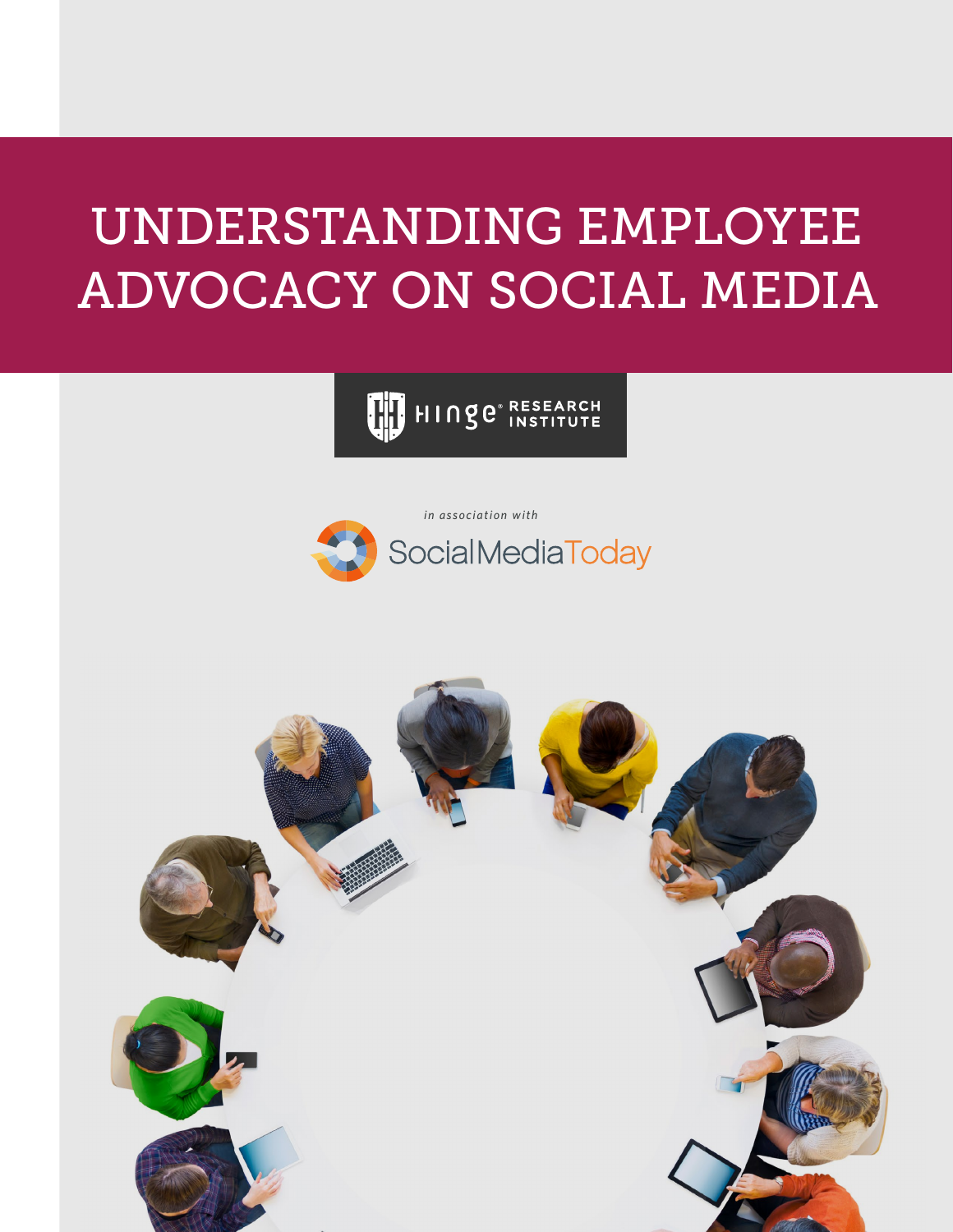# UNDERSTANDING EMPLOYEE ADVOCACY ON SOCIAL MEDIA

HINGE® RESEARCH INSTITUTE

*in association with*

SocialMediaToday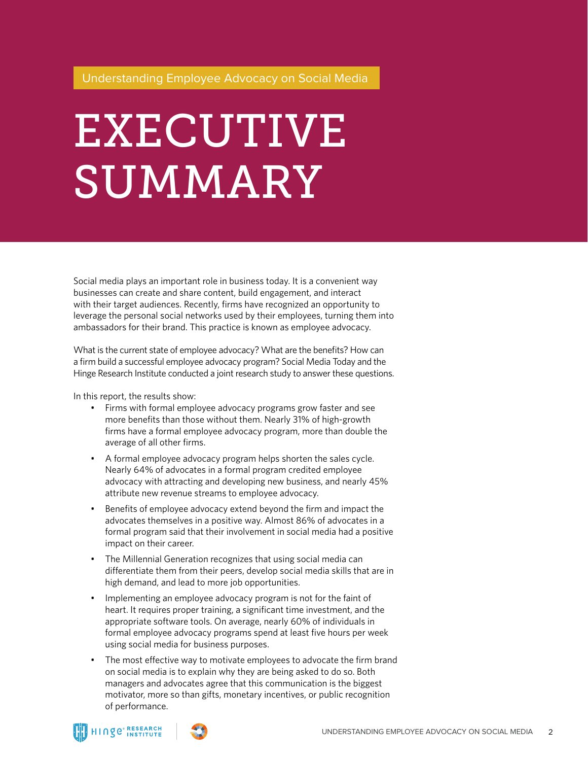Understanding Employee Advocacy on Social Media

# EXECUTIVE SUMMARY

Social media plays an important role in business today. It is a convenient way businesses can create and share content, build engagement, and interact with their target audiences. Recently, firms have recognized an opportunity to leverage the personal social networks used by their employees, turning them into ambassadors for their brand. This practice is known as employee advocacy.

What is the current state of employee advocacy? What are the benefits? How can a firm build a successful employee advocacy program? Social Media Today and the Hinge Research Institute conducted a joint research study to answer these questions.

In this report, the results show:

- Firms with formal employee advocacy programs grow faster and see more benefits than those without them. Nearly 31% of high-growth firms have a formal employee advocacy program, more than double the average of all other firms.
- A formal employee advocacy program helps shorten the sales cycle. Nearly 64% of advocates in a formal program credited employee advocacy with attracting and developing new business, and nearly 45% attribute new revenue streams to employee advocacy.
- Benefits of employee advocacy extend beyond the firm and impact the advocates themselves in a positive way. Almost 86% of advocates in a formal program said that their involvement in social media had a positive impact on their career.
- The Millennial Generation recognizes that using social media can differentiate them from their peers, develop social media skills that are in high demand, and lead to more job opportunities.
- Implementing an employee advocacy program is not for the faint of heart. It requires proper training, a significant time investment, and the appropriate software tools. On average, nearly 60% of individuals in formal employee advocacy programs spend at least five hours per week using social media for business purposes.
- The most effective way to motivate employees to advocate the firm brand on social media is to explain why they are being asked to do so. Both managers and advocates agree that this communication is the biggest motivator, more so than gifts, monetary incentives, or public recognition of performance.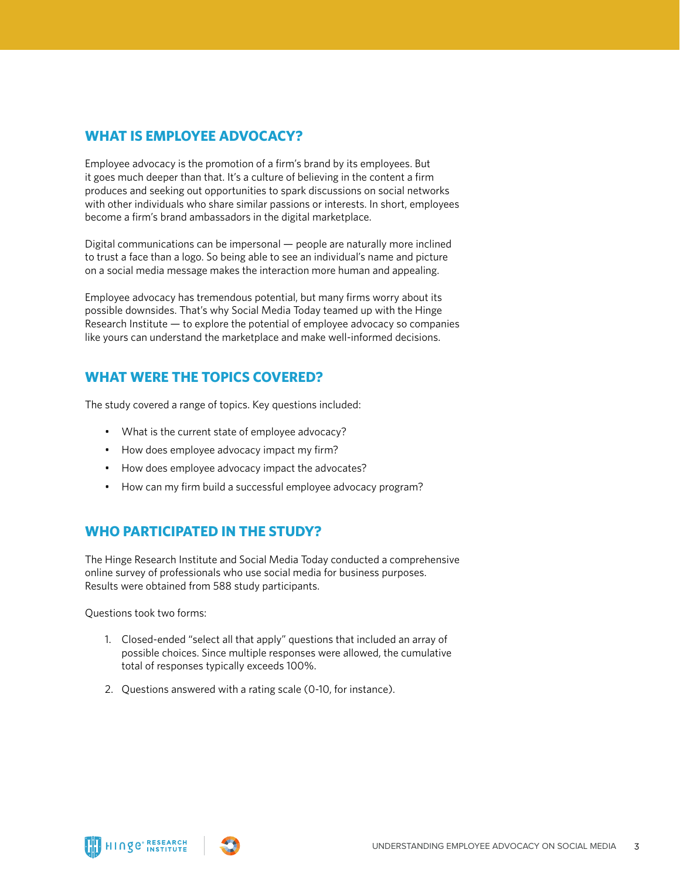## WHAT IS EMPLOYEE ADVOCACY?

Employee advocacy is the promotion of a firm's brand by its employees. But it goes much deeper than that. It's a culture of believing in the content a firm produces and seeking out opportunities to spark discussions on social networks with other individuals who share similar passions or interests. In short, employees become a firm's brand ambassadors in the digital marketplace.

Digital communications can be impersonal — people are naturally more inclined to trust a face than a logo. So being able to see an individual's name and picture on a social media message makes the interaction more human and appealing.

Employee advocacy has tremendous potential, but many firms worry about its possible downsides. That's why Social Media Today teamed up with the Hinge Research Institute — to explore the potential of employee advocacy so companies like yours can understand the marketplace and make well-informed decisions.

## WHAT WERE THE TOPICS COVERED?

The study covered a range of topics. Key questions included:

- What is the current state of employee advocacy?
- How does employee advocacy impact my firm?
- How does employee advocacy impact the advocates?
- How can my firm build a successful employee advocacy program?

## WHO PARTICIPATED IN THE STUDY?

The Hinge Research Institute and Social Media Today conducted a comprehensive online survey of professionals who use social media for business purposes. Results were obtained from 588 study participants.

Questions took two forms:

1. Closed-ended "select all that apply" questions that included an array of possible choices. Since multiple responses were allowed, the cumulative total of responses typically exceeds 100%.
2. Questions answered with a rating scale (0-10, for instance).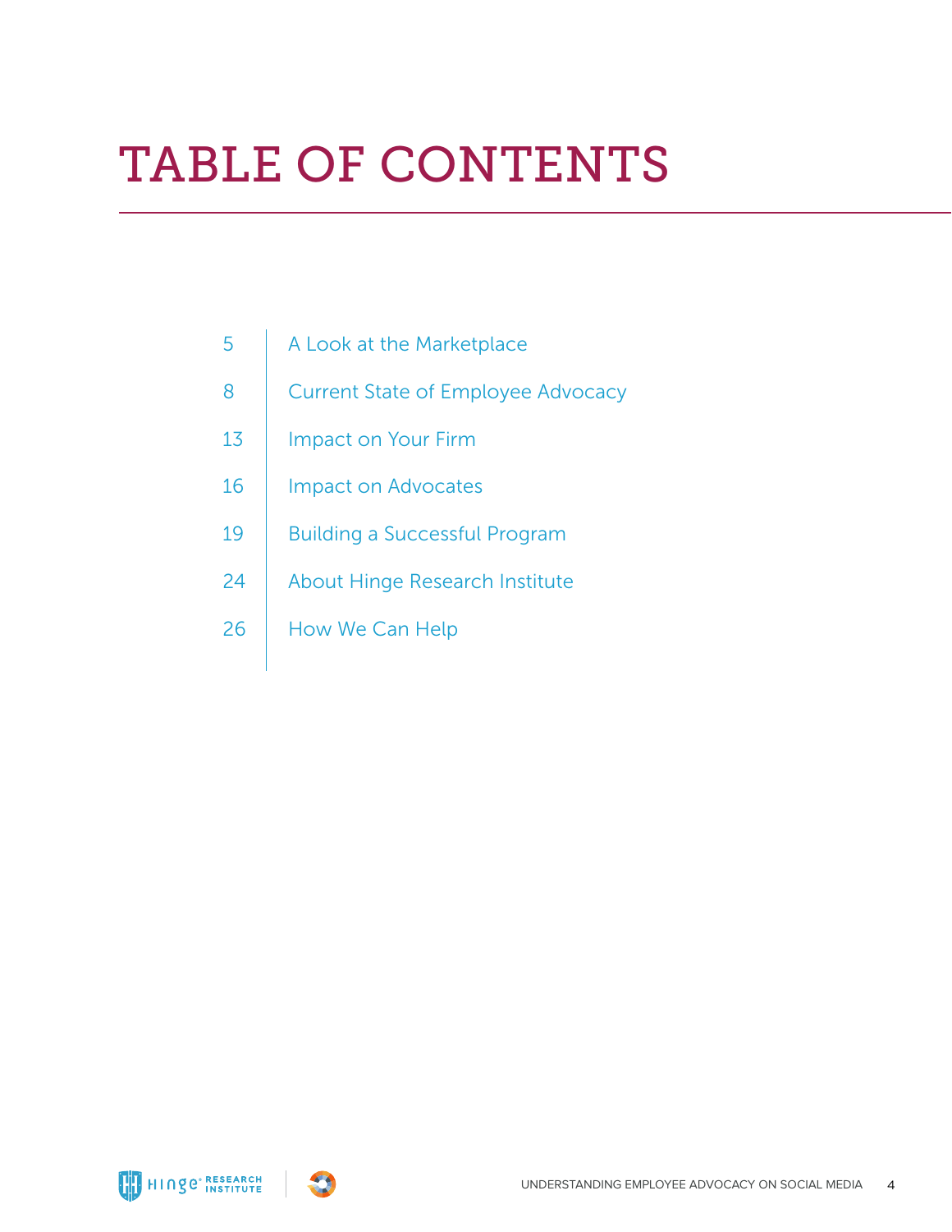# TABLE OF CONTENTS

| | |
|---|---|
| 5 | A Look at the Marketplace |
| 8 | Current State of Employee Advocacy |
| 13 | Impact on Your Firm |
| 16 | Impact on Advocates |
| 19 | Building a Successful Program |
| 24 | About Hinge Research Institute |
| 26 | How We Can Help |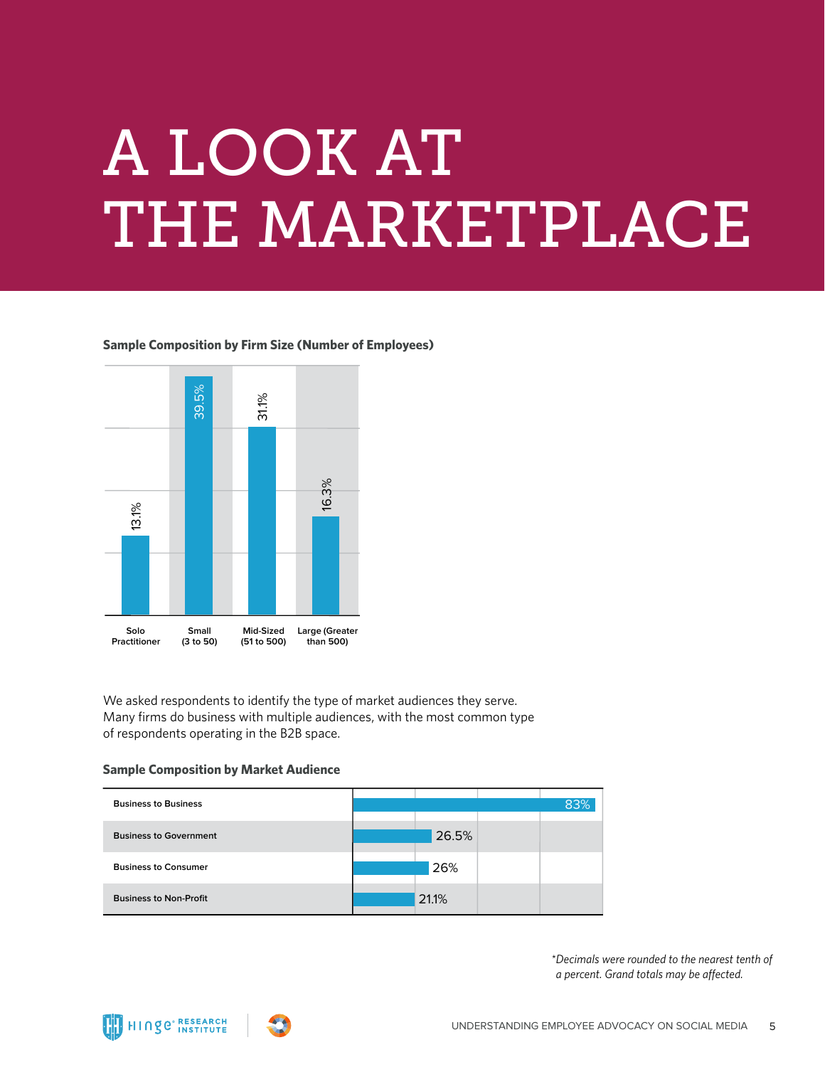# A LOOK AT THE MARKETPLACE

**Sample Composition by Firm Size (Number of Employees)**

| Firm Size | Percentage |
|---|---|
| Solo Practitioner | 13.1% |
| Small (3 to 50) | 39.5% |
| Mid-Sized (51 to 500) | 31.1% |
| Large (Greater than 500) | 16.3% |

We asked respondents to identify the type of market audiences they serve. Many firms do business with multiple audiences, with the most common type of respondents operating in the B2B space.

**Sample Composition by Market Audience**

| Market Audience | Percentage |
|---|---|
| Business to Business | 83% |
| Business to Government | 26.5% |
| Business to Consumer | 26% |
| Business to Non-Profit | 21.1% |

*\*Decimals were rounded to the nearest tenth of a percent. Grand totals may be affected.*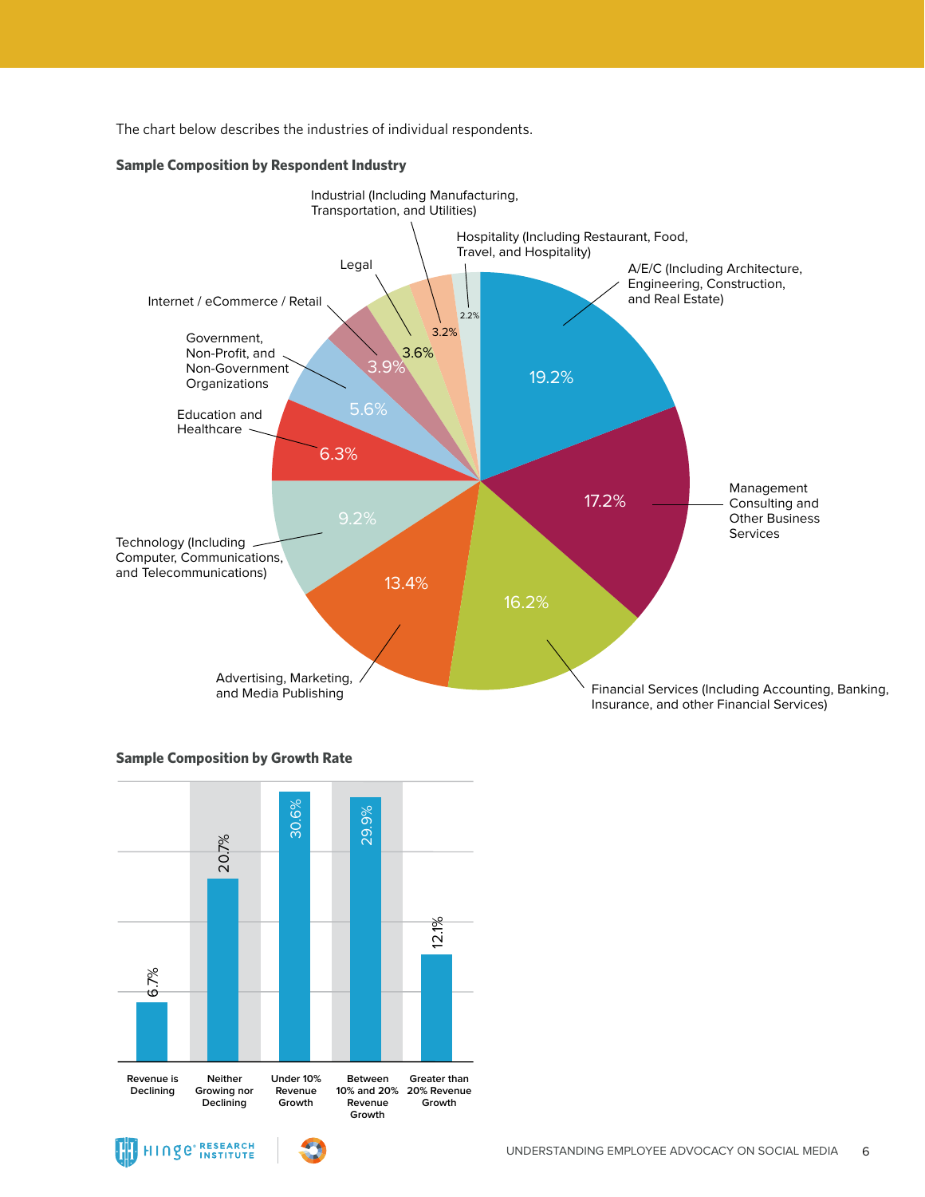The chart below describes the industries of individual respondents.

**Sample Composition by Respondent Industry**

| Industry | Percentage |
|---|---|
| A/E/C (Including Architecture, Engineering, Construction, and Real Estate) | 19.2% |
| Management Consulting and Other Business Services | 17.2% |
| Financial Services (Including Accounting, Banking, Insurance, and other Financial Services) | 16.2% |
| Advertising, Marketing, and Media Publishing | 13.4% |
| Technology (Including Computer, Communications, and Telecommunications) | 9.2% |
| Education and Healthcare | 6.3% |
| Government, Non-Profit, and Non-Government Organizations | 5.6% |
| Internet / eCommerce / Retail | 3.9% |
| Legal | 3.6% |
| Industrial (Including Manufacturing, Transportation, and Utilities) | 3.2% |
| Hospitality (Including Restaurant, Food, Travel, and Hospitality) | 2.2% |

**Sample Composition by Growth Rate**

| Growth Rate | Percentage |
|---|---|
| Revenue is Declining | 6.7% |
| Neither Growing nor Declining | 20.7% |
| Under 10% Revenue Growth | 30.6% |
| Between 10% and 20% Revenue Growth | 29.9% |
| Greater than 20% Revenue Growth | 12.1% |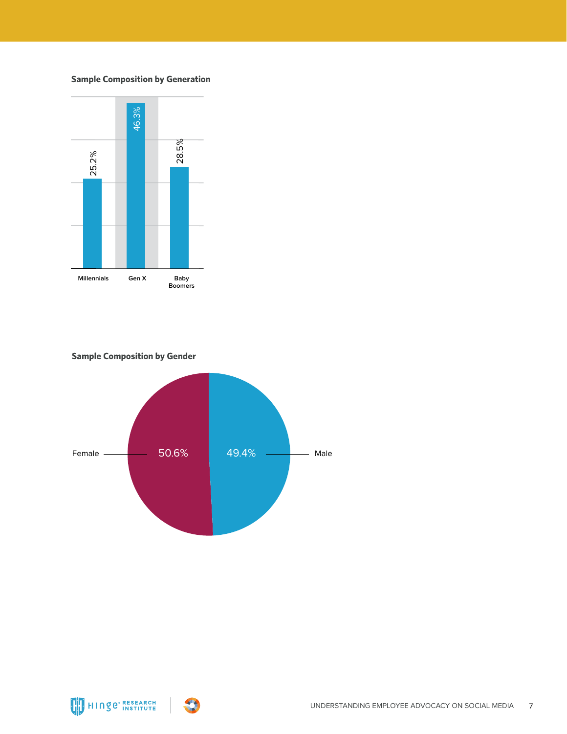**Sample Composition by Generation**

| Generation | Percentage |
|---|---|
| Millennials | 25.2% |
| Gen X | 46.3% |
| Baby Boomers | 28.5% |

**Sample Composition by Gender**

| Gender | Percentage |
|---|---|
| Female | 50.6% |
| Male | 49.4% |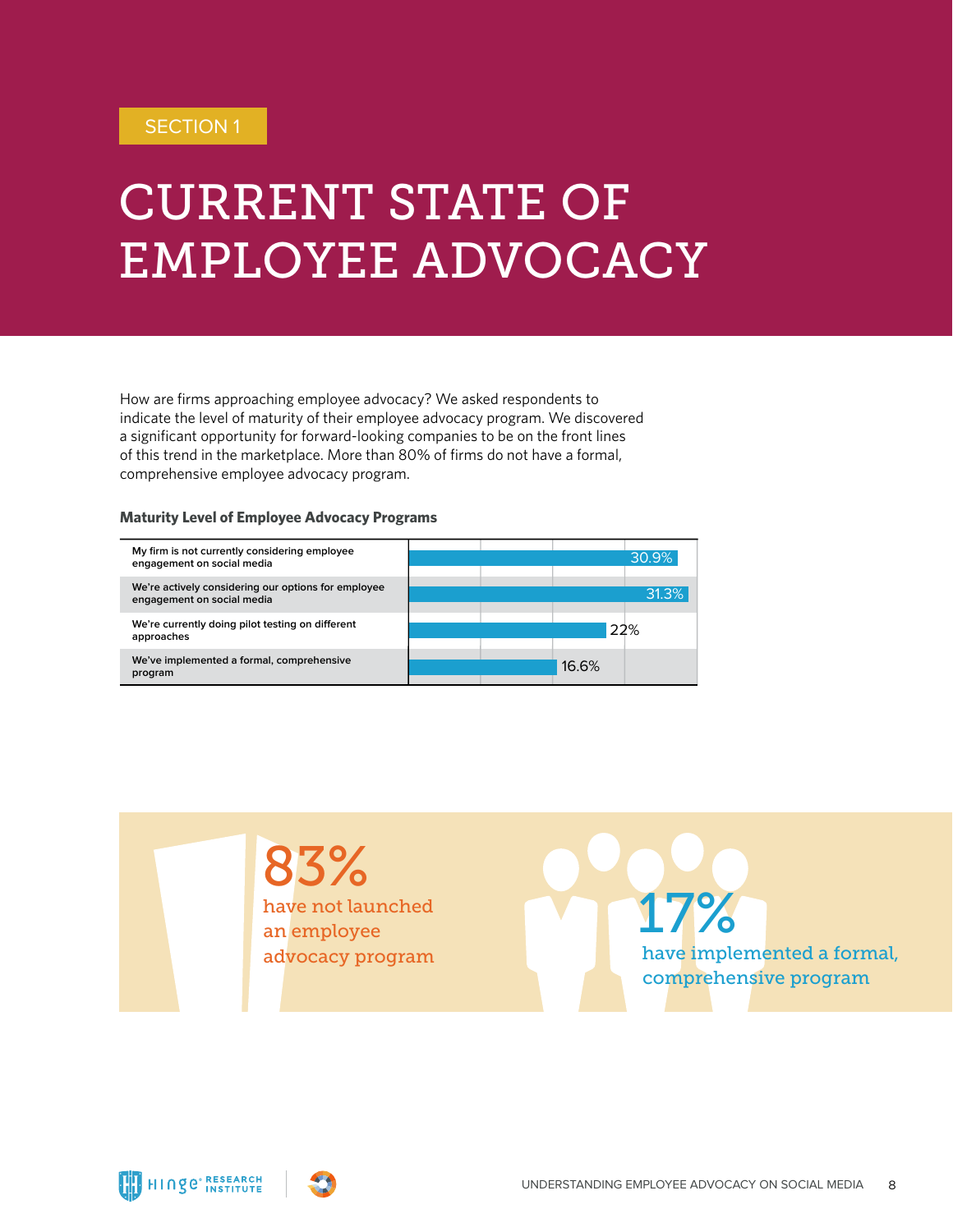SECTION 1

# CURRENT STATE OF EMPLOYEE ADVOCACY

How are firms approaching employee advocacy? We asked respondents to indicate the level of maturity of their employee advocacy program. We discovered a significant opportunity for forward-looking companies to be on the front lines of this trend in the marketplace. More than 80% of firms do not have a formal, comprehensive employee advocacy program.

**Maturity Level of Employee Advocacy Programs**

| Maturity Level | Percentage |
|---|---|
| My firm is not currently considering employee engagement on social media | 30.9% |
| We're actively considering our options for employee engagement on social media | 31.3% |
| We're currently doing pilot testing on different approaches | 22% |
| We've implemented a formal, comprehensive program | 16.6% |

**83%** have not launched an employee advocacy program

**17%** have implemented a formal, comprehensive program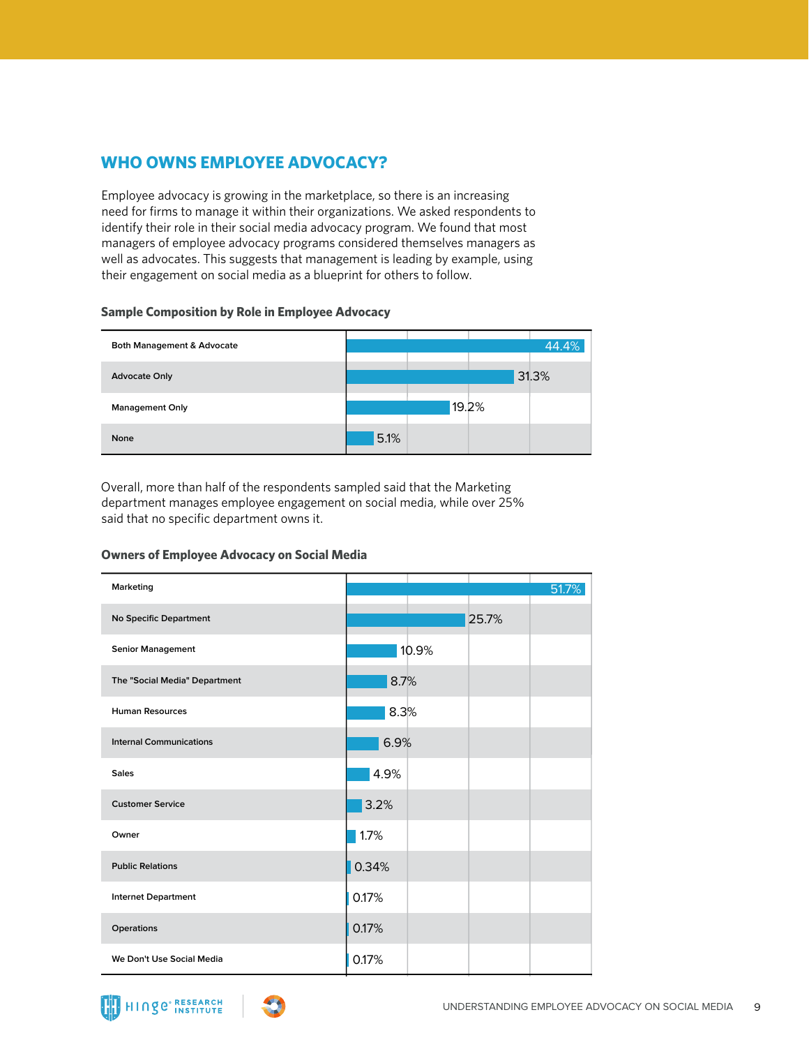## WHO OWNS EMPLOYEE ADVOCACY?

Employee advocacy is growing in the marketplace, so there is an increasing need for firms to manage it within their organizations. We asked respondents to identify their role in their social media advocacy program. We found that most managers of employee advocacy programs considered themselves managers as well as advocates. This suggests that management is leading by example, using their engagement on social media as a blueprint for others to follow.

**Sample Composition by Role in Employee Advocacy**

| Role | Percentage |
|---|---|
| Both Management & Advocate | 44.4% |
| Advocate Only | 31.3% |
| Management Only | 19.2% |
| None | 5.1% |

Overall, more than half of the respondents sampled said that the Marketing department manages employee engagement on social media, while over 25% said that no specific department owns it.

**Owners of Employee Advocacy on Social Media**

| Owner | Percentage |
|---|---|
| Marketing | 51.7% |
| No Specific Department | 25.7% |
| Senior Management | 10.9% |
| The "Social Media" Department | 8.7% |
| Human Resources | 8.3% |
| Internal Communications | 6.9% |
| Sales | 4.9% |
| Customer Service | 3.2% |
| Owner | 1.7% |
| Public Relations | 0.34% |
| Internet Department | 0.17% |
| Operations | 0.17% |
| We Don't Use Social Media | 0.17% |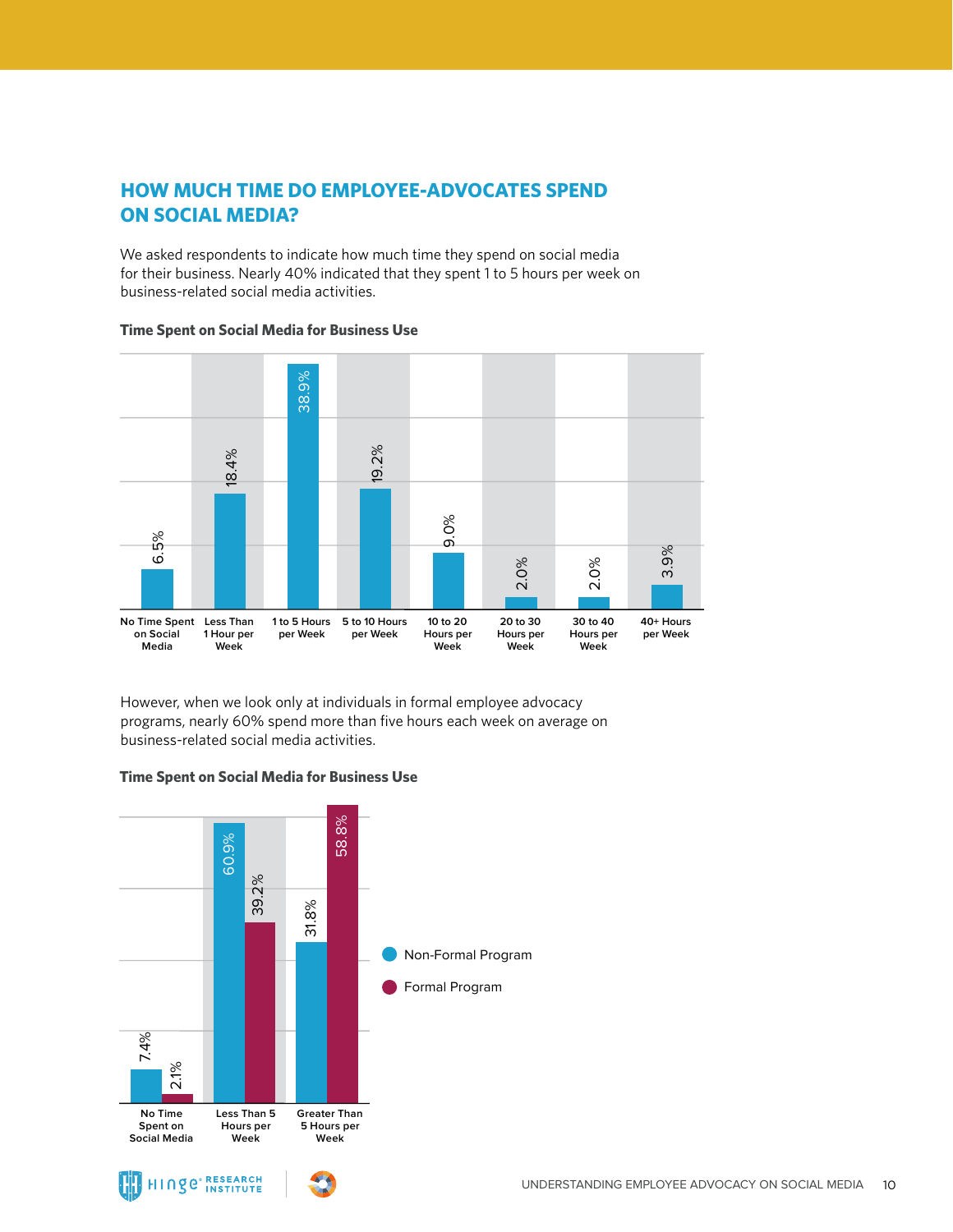## HOW MUCH TIME DO EMPLOYEE-ADVOCATES SPEND ON SOCIAL MEDIA?

We asked respondents to indicate how much time they spend on social media for their business. Nearly 40% indicated that they spent 1 to 5 hours per week on business-related social media activities.

**Time Spent on Social Media for Business Use**

| Time Spent | Percentage |
|---|---|
| No Time Spent on Social Media | 6.5% |
| Less Than 1 Hour per Week | 18.4% |
| 1 to 5 Hours per Week | 38.9% |
| 5 to 10 Hours per Week | 19.2% |
| 10 to 20 Hours per Week | 9.0% |
| 20 to 30 Hours per Week | 2.0% |
| 30 to 40 Hours per Week | 2.0% |
| 40+ Hours per Week | 3.9% |

However, when we look only at individuals in formal employee advocacy programs, nearly 60% spend more than five hours each week on average on business-related social media activities.

**Time Spent on Social Media for Business Use**

| Time Spent | Non-Formal Program | Formal Program |
|---|---|---|
| No Time Spent on Social Media | 7.4% | 2.1% |
| Less Than 5 Hours per Week | 60.9% | 39.2% |
| Greater Than 5 Hours per Week | 31.8% | 58.8% |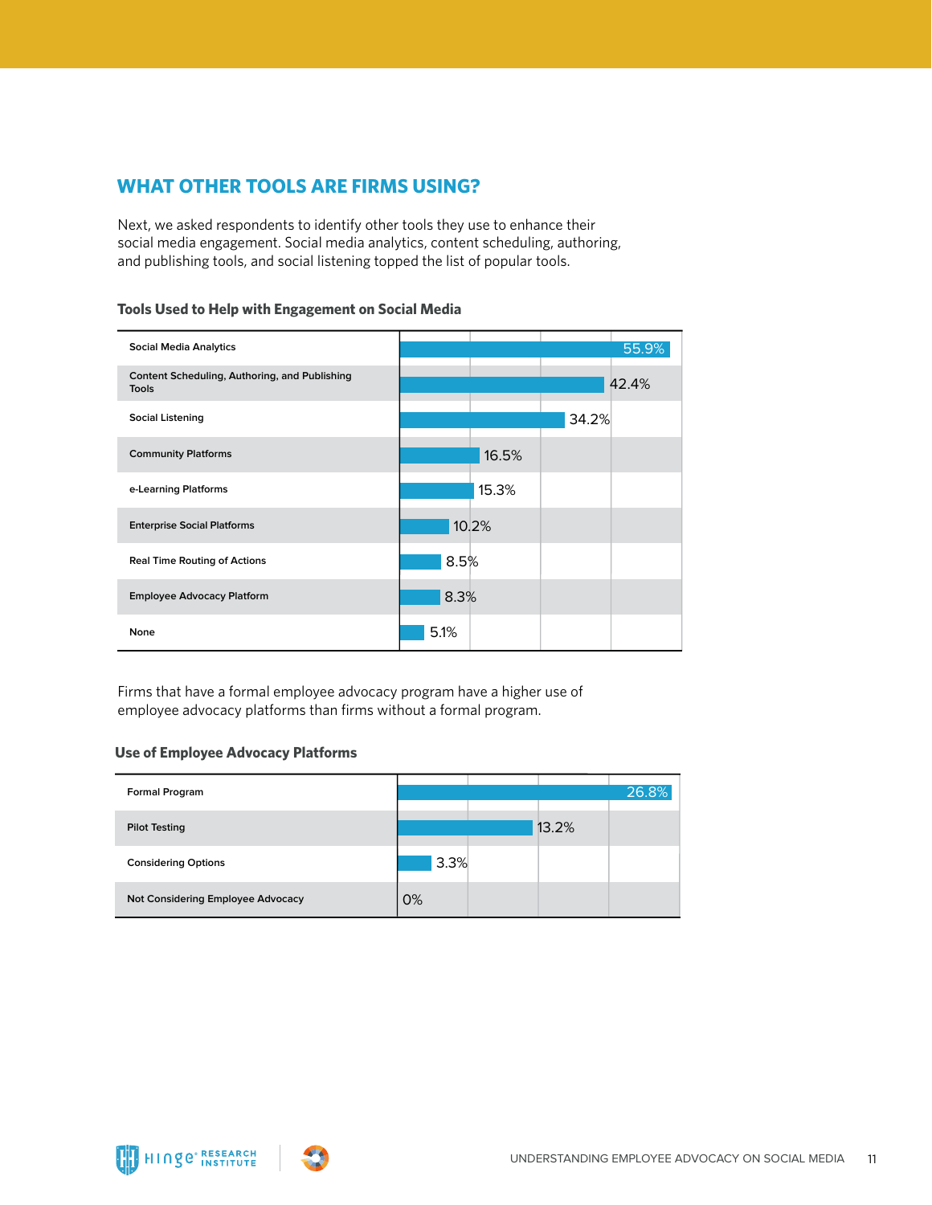## WHAT OTHER TOOLS ARE FIRMS USING?

Next, we asked respondents to identify other tools they use to enhance their social media engagement. Social media analytics, content scheduling, authoring, and publishing tools, and social listening topped the list of popular tools.

### Tools Used to Help with Engagement on Social Media

| Tool | Percentage |
|---|---|
| Social Media Analytics | 55.9% |
| Content Scheduling, Authoring, and Publishing Tools | 42.4% |
| Social Listening | 34.2% |
| Community Platforms | 16.5% |
| e-Learning Platforms | 15.3% |
| Enterprise Social Platforms | 10.2% |
| Real Time Routing of Actions | 8.5% |
| Employee Advocacy Platform | 8.3% |
| None | 5.1% |

Firms that have a formal employee advocacy program have a higher use of employee advocacy platforms than firms without a formal program.

### Use of Employee Advocacy Platforms

| Program Status | Percentage |
|---|---|
| Formal Program | 26.8% |
| Pilot Testing | 13.2% |
| Considering Options | 3.3% |
| Not Considering Employee Advocacy | 0% |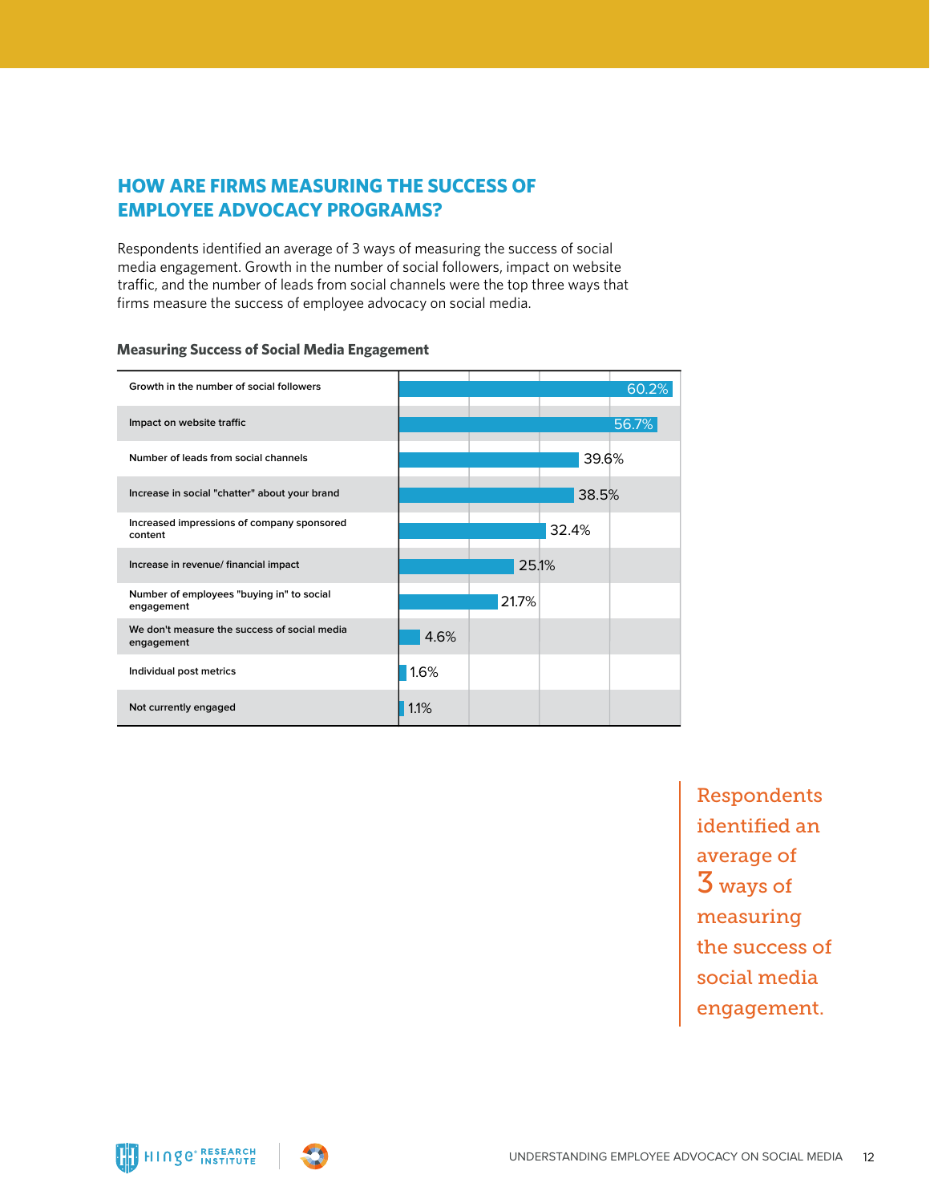## HOW ARE FIRMS MEASURING THE SUCCESS OF EMPLOYEE ADVOCACY PROGRAMS?

Respondents identified an average of 3 ways of measuring the success of social media engagement. Growth in the number of social followers, impact on website traffic, and the number of leads from social channels were the top three ways that firms measure the success of employee advocacy on social media.

**Measuring Success of Social Media Engagement**

| Measure | Percentage |
| --- | --- |
| Growth in the number of social followers | 60.2% |
| Impact on website traffic | 56.7% |
| Number of leads from social channels | 39.6% |
| Increase in social "chatter" about your brand | 38.5% |
| Increased impressions of company sponsored content | 32.4% |
| Increase in revenue/ financial impact | 25.1% |
| Number of employees "buying in" to social engagement | 21.7% |
| We don't measure the success of social media engagement | 4.6% |
| Individual post metrics | 1.6% |
| Not currently engaged | 1.1% |

Respondents identified an average of 3 ways of measuring the success of social media engagement.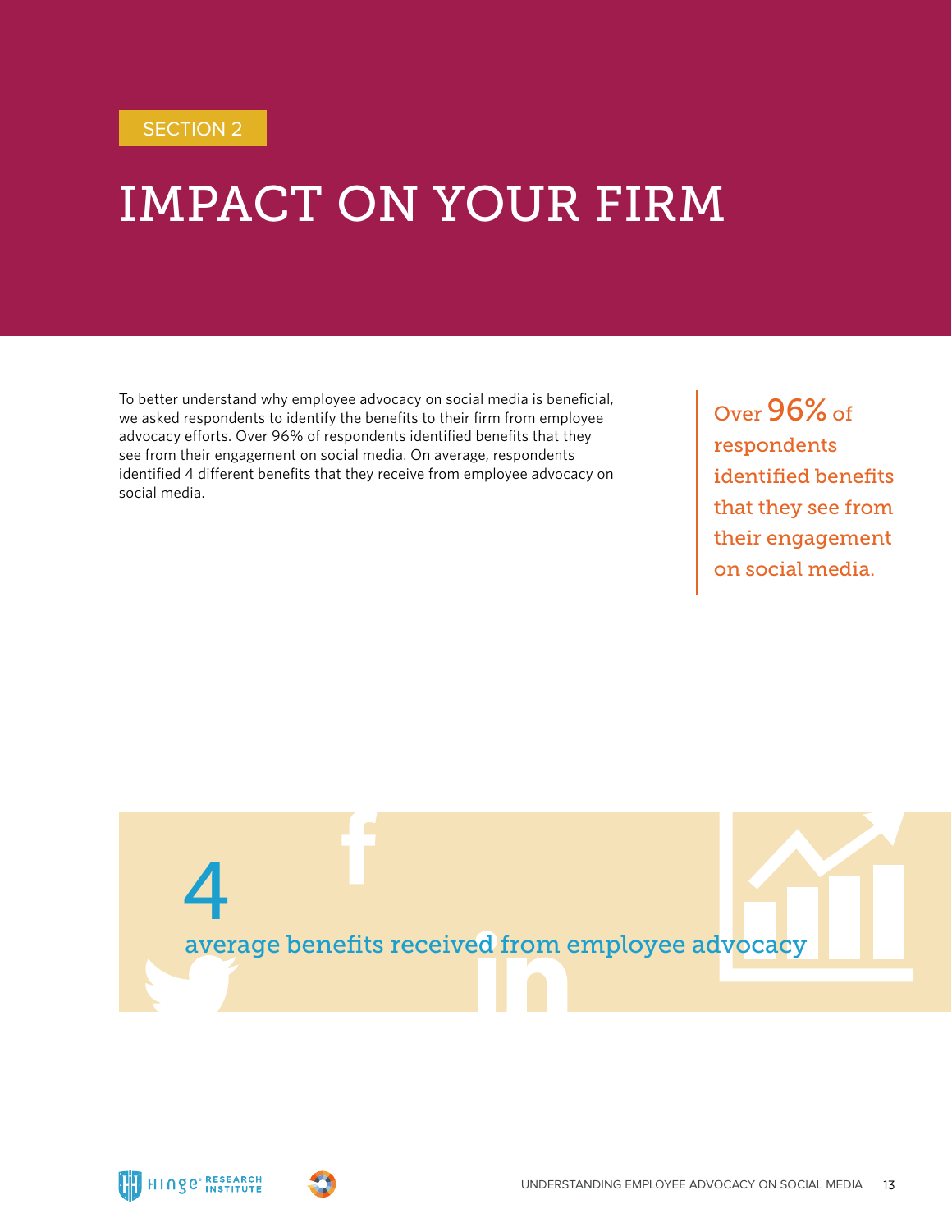SECTION 2

# IMPACT ON YOUR FIRM

To better understand why employee advocacy on social media is beneficial, we asked respondents to identify the benefits to their firm from employee advocacy efforts. Over 96% of respondents identified benefits that they see from their engagement on social media. On average, respondents identified 4 different benefits that they receive from employee advocacy on social media.

> Over **96%** of respondents identified benefits that they see from their engagement on social media.

**4**

average benefits received from employee advocacy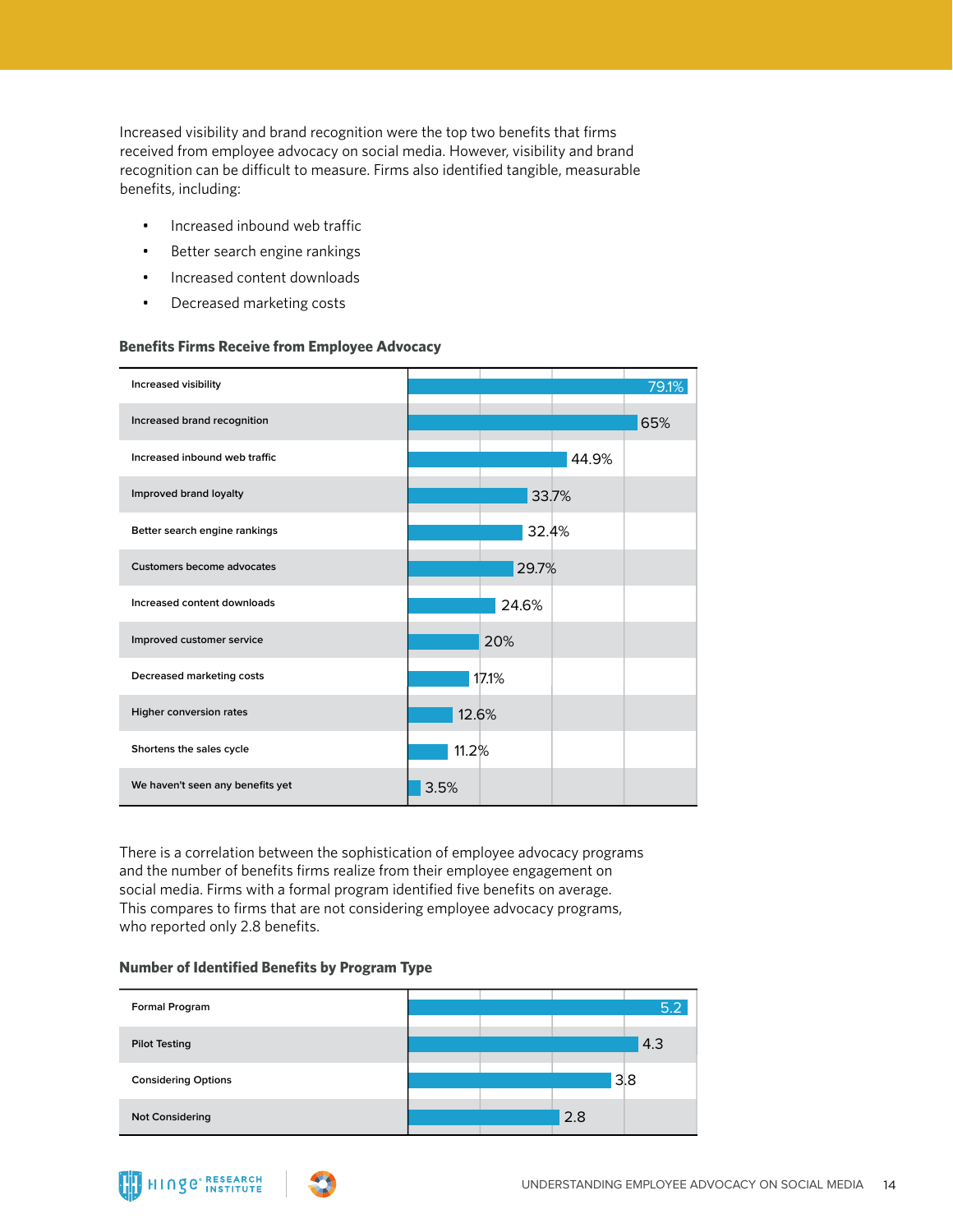Increased visibility and brand recognition were the top two benefits that firms received from employee advocacy on social media. However, visibility and brand recognition can be difficult to measure. Firms also identified tangible, measurable benefits, including:

- Increased inbound web traffic
- Better search engine rankings
- Increased content downloads
- Decreased marketing costs

### Benefits Firms Receive from Employee Advocacy

| Benefit | Percentage |
|---|---|
| Increased visibility | 79.1% |
| Increased brand recognition | 65% |
| Increased inbound web traffic | 44.9% |
| Improved brand loyalty | 33.7% |
| Better search engine rankings | 32.4% |
| Customers become advocates | 29.7% |
| Increased content downloads | 24.6% |
| Improved customer service | 20% |
| Decreased marketing costs | 17.1% |
| Higher conversion rates | 12.6% |
| Shortens the sales cycle | 11.2% |
| We haven't seen any benefits yet | 3.5% |

There is a correlation between the sophistication of employee advocacy programs and the number of benefits firms realize from their employee engagement on social media. Firms with a formal program identified five benefits on average. This compares to firms that are not considering employee advocacy programs, who reported only 2.8 benefits.

### Number of Identified Benefits by Program Type

| Program Type | Number of Benefits |
|---|---|
| Formal Program | 5.2 |
| Pilot Testing | 4.3 |
| Considering Options | 3.8 |
| Not Considering | 2.8 |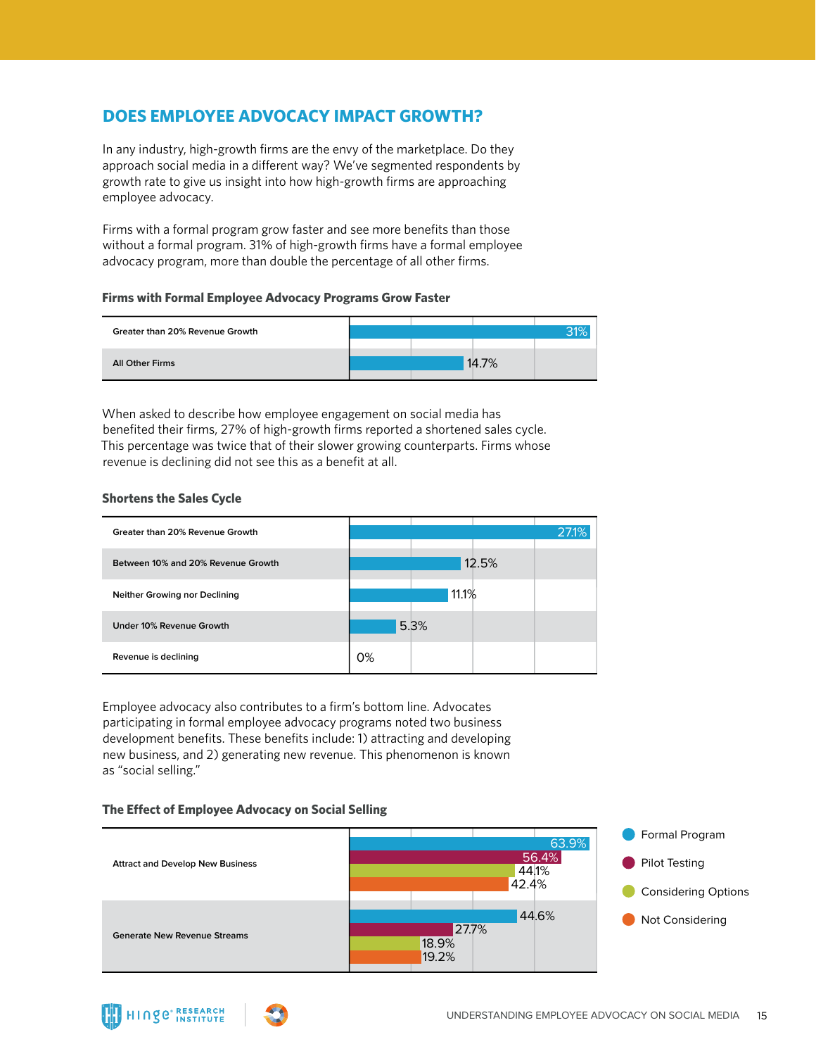## DOES EMPLOYEE ADVOCACY IMPACT GROWTH?

In any industry, high-growth firms are the envy of the marketplace. Do they approach social media in a different way? We've segmented respondents by growth rate to give us insight into how high-growth firms are approaching employee advocacy.

Firms with a formal program grow faster and see more benefits than those without a formal program. 31% of high-growth firms have a formal employee advocacy program, more than double the percentage of all other firms.

**Firms with Formal Employee Advocacy Programs Grow Faster**

| Segment | Value |
|---|---|
| Greater than 20% Revenue Growth | 31% |
| All Other Firms | 14.7% |

When asked to describe how employee engagement on social media has benefited their firms, 27% of high-growth firms reported a shortened sales cycle. This percentage was twice that of their slower growing counterparts. Firms whose revenue is declining did not see this as a benefit at all.

**Shortens the Sales Cycle**

| Segment | Value |
|---|---|
| Greater than 20% Revenue Growth | 27.1% |
| Between 10% and 20% Revenue Growth | 12.5% |
| Neither Growing nor Declining | 11.1% |
| Under 10% Revenue Growth | 5.3% |
| Revenue is declining | 0% |

Employee advocacy also contributes to a firm's bottom line. Advocates participating in formal employee advocacy programs noted two business development benefits. These benefits include: 1) attracting and developing new business, and 2) generating new revenue. This phenomenon is known as "social selling."

**The Effect of Employee Advocacy on Social Selling**

| | Formal Program | Pilot Testing | Considering Options | Not Considering |
|---|---|---|---|---|
| Attract and Develop New Business | 63.9% | 56.4% | 44.1% | 42.4% |
| Generate New Revenue Streams | 44.6% | 27.7% | 18.9% | 19.2% |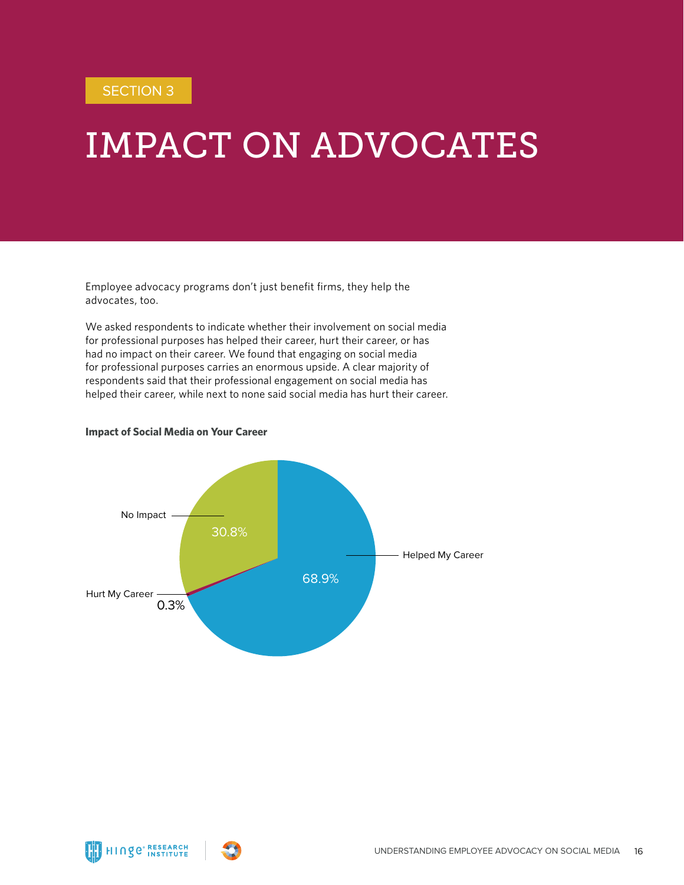SECTION 3

# IMPACT ON ADVOCATES

Employee advocacy programs don't just benefit firms, they help the advocates, too.

We asked respondents to indicate whether their involvement on social media for professional purposes has helped their career, hurt their career, or has had no impact on their career. We found that engaging on social media for professional purposes carries an enormous upside. A clear majority of respondents said that their professional engagement on social media has helped their career, while next to none said social media has hurt their career.

**Impact of Social Media on Your Career**

| Response | Percentage |
| --- | --- |
| Helped My Career | 68.9% |
| No Impact | 30.8% |
| Hurt My Career | 0.3% |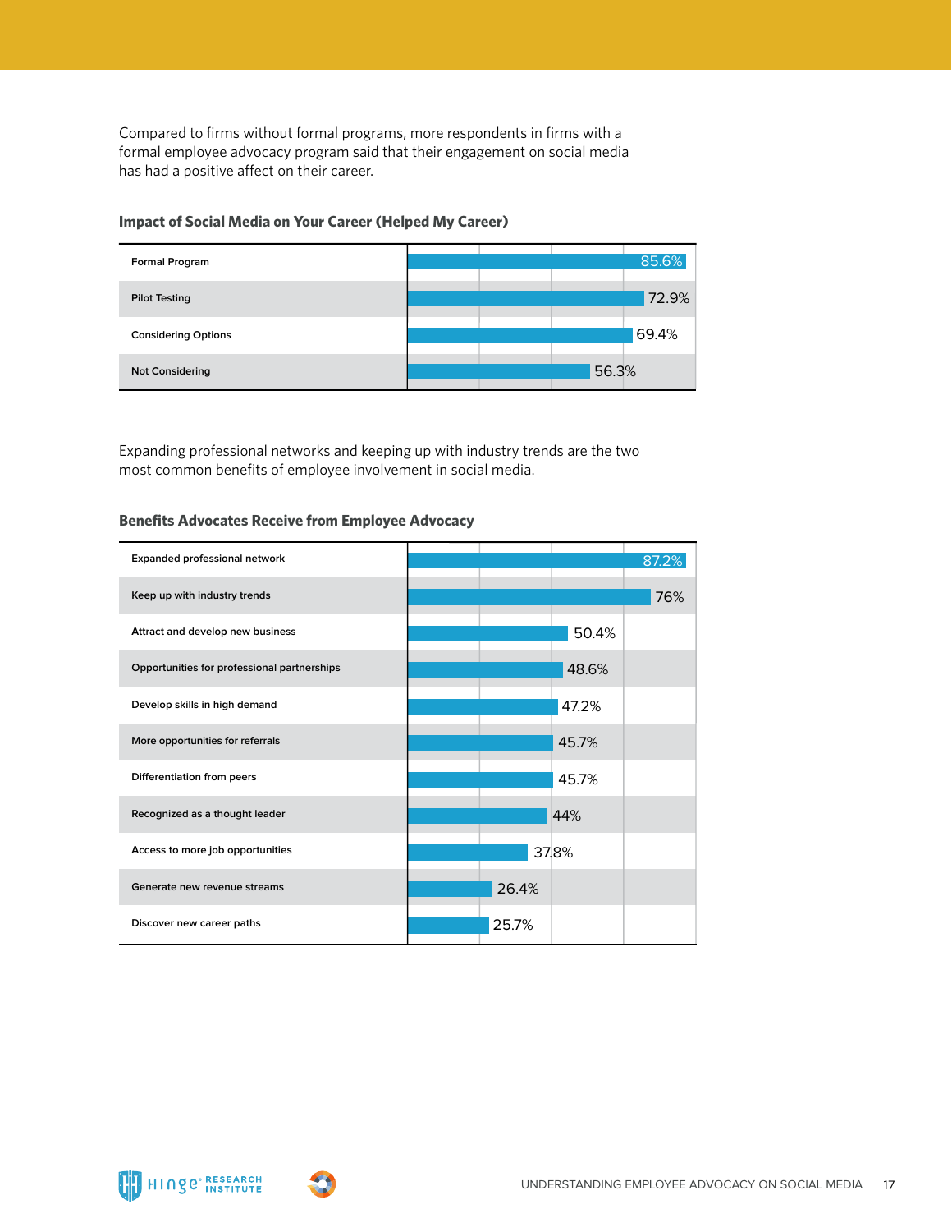Compared to firms without formal programs, more respondents in firms with a formal employee advocacy program said that their engagement on social media has had a positive affect on their career.

### Impact of Social Media on Your Career (Helped My Career)

| Program Status | Helped My Career |
|---|---|
| Formal Program | 85.6% |
| Pilot Testing | 72.9% |
| Considering Options | 69.4% |
| Not Considering | 56.3% |

Expanding professional networks and keeping up with industry trends are the two most common benefits of employee involvement in social media.

### Benefits Advocates Receive from Employee Advocacy

| Benefit | Percentage |
|---|---|
| Expanded professional network | 87.2% |
| Keep up with industry trends | 76% |
| Attract and develop new business | 50.4% |
| Opportunities for professional partnerships | 48.6% |
| Develop skills in high demand | 47.2% |
| More opportunities for referrals | 45.7% |
| Differentiation from peers | 45.7% |
| Recognized as a thought leader | 44% |
| Access to more job opportunities | 37.8% |
| Generate new revenue streams | 26.4% |
| Discover new career paths | 25.7% |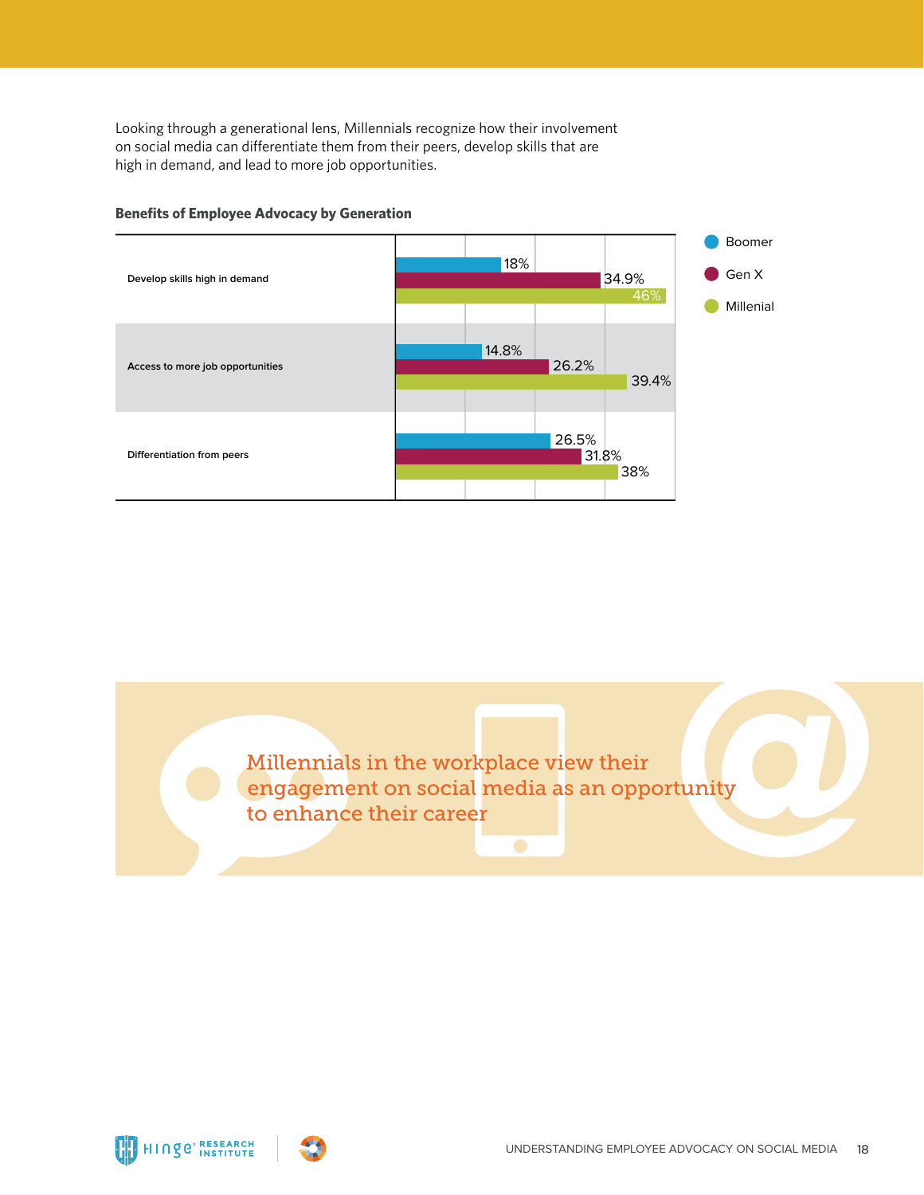Looking through a generational lens, Millennials recognize how their involvement on social media can differentiate them from their peers, develop skills that are high in demand, and lead to more job opportunities.

**Benefits of Employee Advocacy by Generation**

| | Boomer | Gen X | Millenial |
|---|---|---|---|
| Develop skills high in demand | 18% | 34.9% | 46% |
| Access to more job opportunities | 14.8% | 26.2% | 39.4% |
| Differentiation from peers | 26.5% | 31.8% | 38% |

Millennials in the workplace view their engagement on social media as an opportunity to enhance their career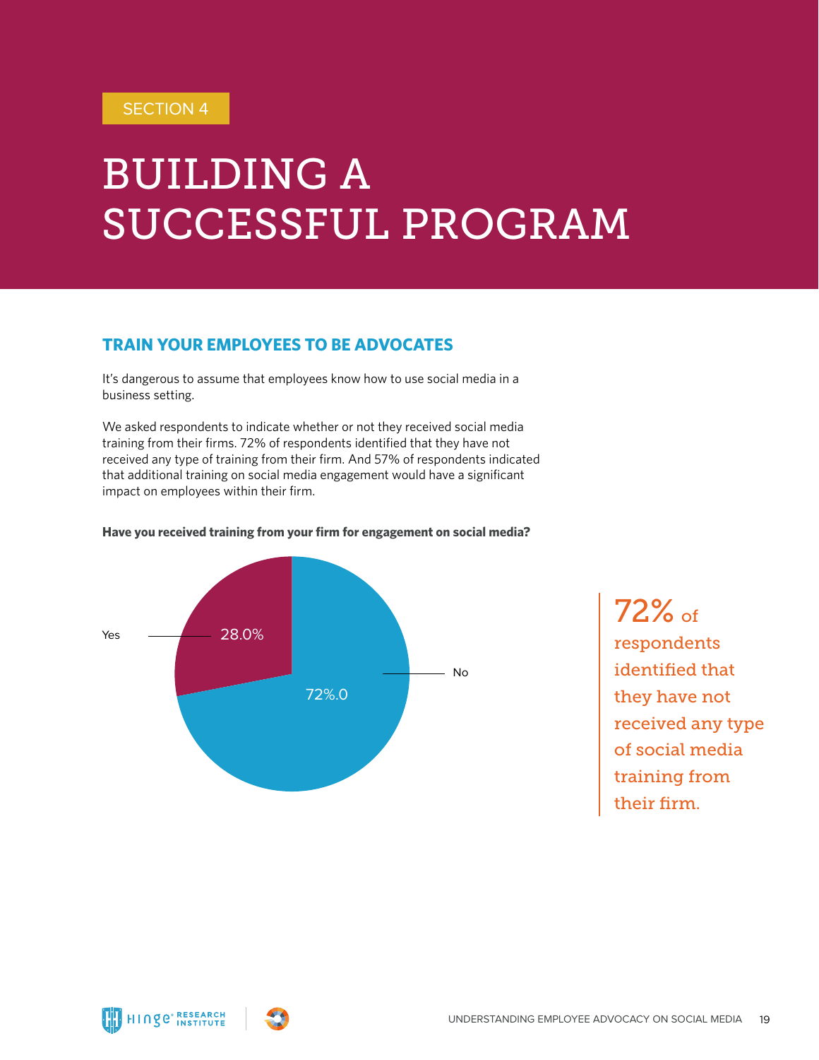SECTION 4

# BUILDING A SUCCESSFUL PROGRAM

## TRAIN YOUR EMPLOYEES TO BE ADVOCATES

It's dangerous to assume that employees know how to use social media in a business setting.

We asked respondents to indicate whether or not they received social media training from their firms. 72% of respondents identified that they have not received any type of training from their firm. And 57% of respondents indicated that additional training on social media engagement would have a significant impact on employees within their firm.

**Have you received training from your firm for engagement on social media?**

| Response | Percentage |
|---|---|
| Yes | 28.0% |
| No | 72%.0 |

72% of respondents identified that they have not received any type of social media training from their firm.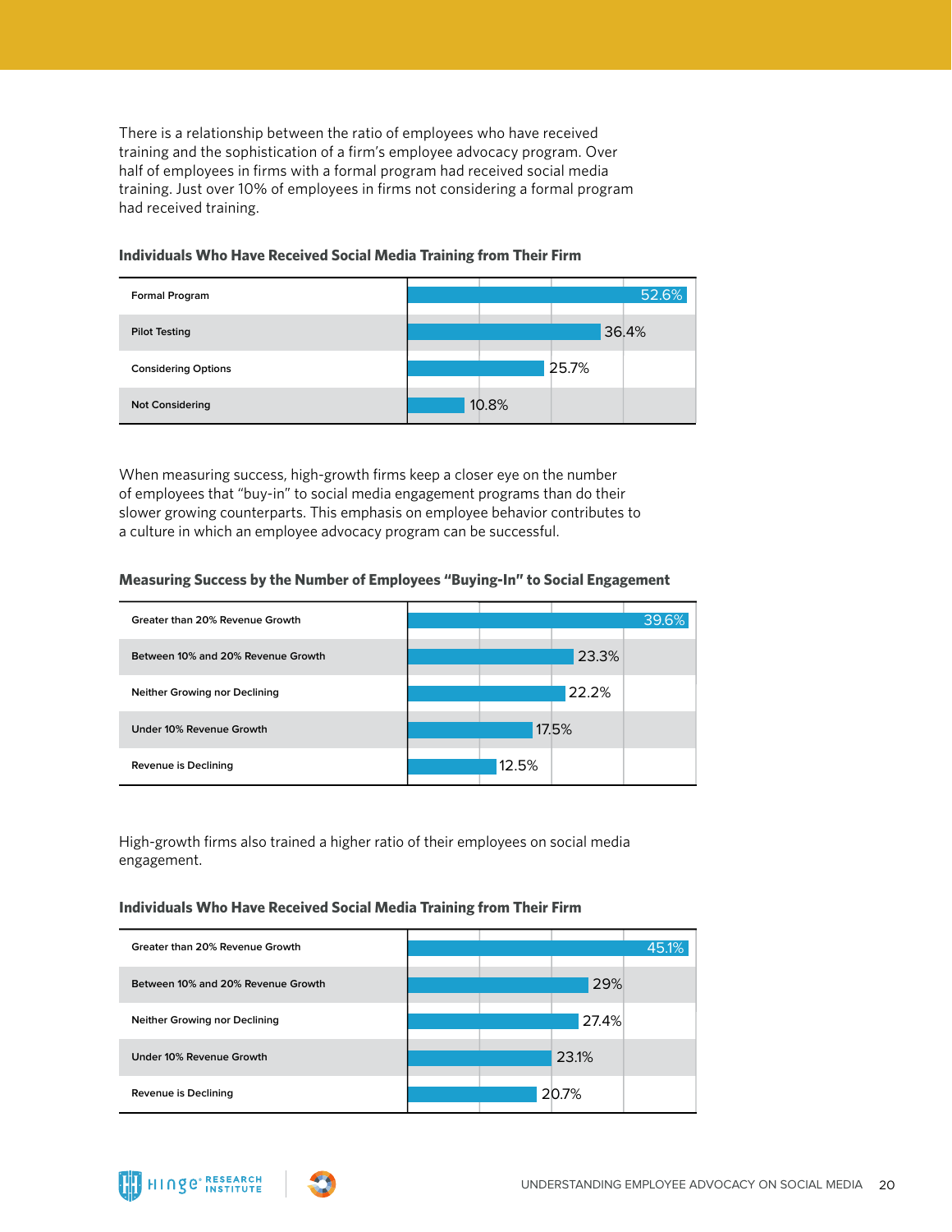There is a relationship between the ratio of employees who have received training and the sophistication of a firm's employee advocacy program. Over half of employees in firms with a formal program had received social media training. Just over 10% of employees in firms not considering a formal program had received training.

**Individuals Who Have Received Social Media Training from Their Firm**

| Program Status | Percentage |
|---|---|
| Formal Program | 52.6% |
| Pilot Testing | 36.4% |
| Considering Options | 25.7% |
| Not Considering | 10.8% |

When measuring success, high-growth firms keep a closer eye on the number of employees that "buy-in" to social media engagement programs than do their slower growing counterparts. This emphasis on employee behavior contributes to a culture in which an employee advocacy program can be successful.

**Measuring Success by the Number of Employees "Buying-In" to Social Engagement**

| Revenue Growth | Percentage |
|---|---|
| Greater than 20% Revenue Growth | 39.6% |
| Between 10% and 20% Revenue Growth | 23.3% |
| Neither Growing nor Declining | 22.2% |
| Under 10% Revenue Growth | 17.5% |
| Revenue is Declining | 12.5% |

High-growth firms also trained a higher ratio of their employees on social media engagement.

**Individuals Who Have Received Social Media Training from Their Firm**

| Revenue Growth | Percentage |
|---|---|
| Greater than 20% Revenue Growth | 45.1% |
| Between 10% and 20% Revenue Growth | 29% |
| Neither Growing nor Declining | 27.4% |
| Under 10% Revenue Growth | 23.1% |
| Revenue is Declining | 20.7% |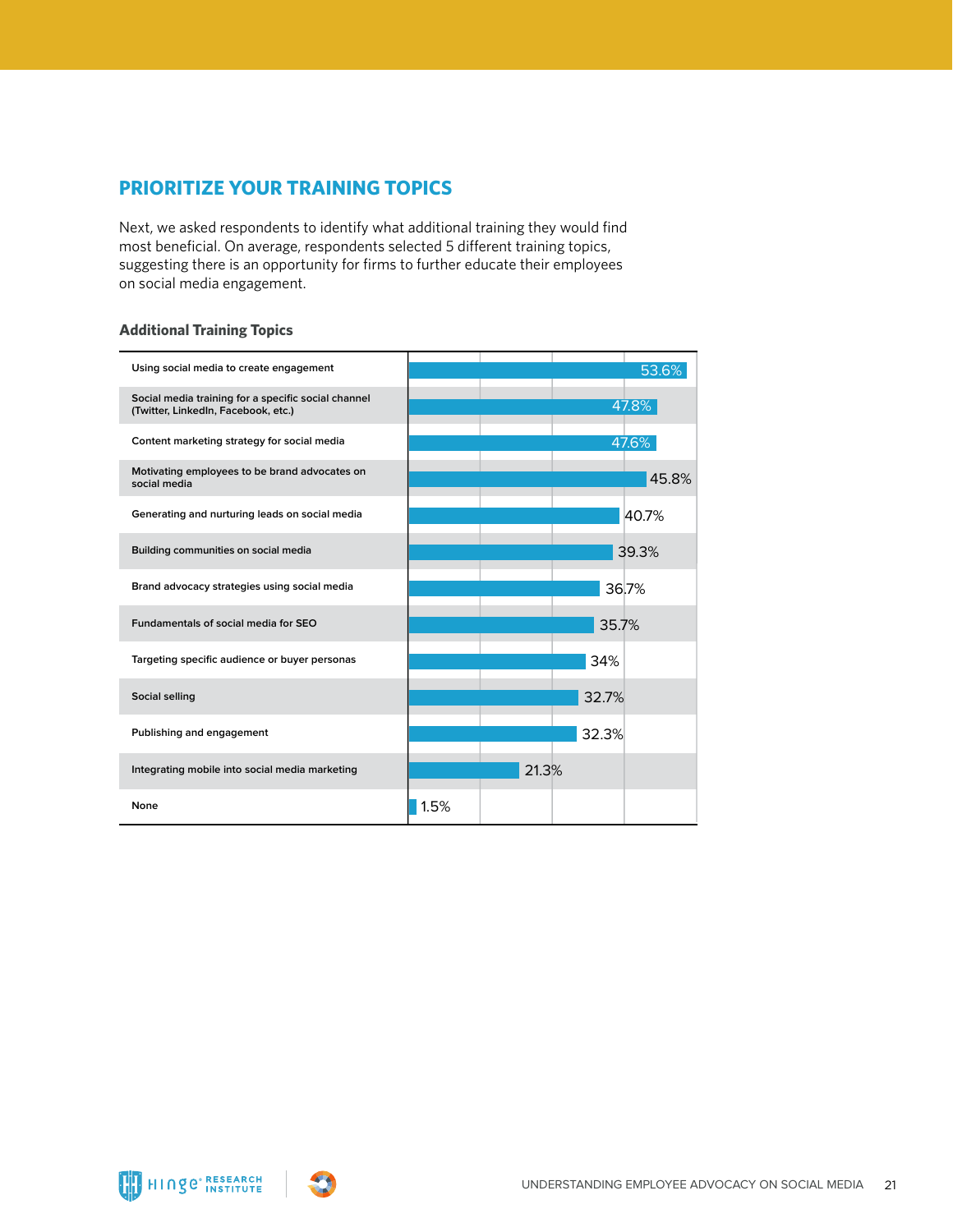## PRIORITIZE YOUR TRAINING TOPICS

Next, we asked respondents to identify what additional training they would find most beneficial. On average, respondents selected 5 different training topics, suggesting there is an opportunity for firms to further educate their employees on social media engagement.

### Additional Training Topics

| Training Topic | Percentage |
|---|---|
| Using social media to create engagement | 53.6% |
| Social media training for a specific social channel (Twitter, LinkedIn, Facebook, etc.) | 47.8% |
| Content marketing strategy for social media | 47.6% |
| Motivating employees to be brand advocates on social media | 45.8% |
| Generating and nurturing leads on social media | 40.7% |
| Building communities on social media | 39.3% |
| Brand advocacy strategies using social media | 36.7% |
| Fundamentals of social media for SEO | 35.7% |
| Targeting specific audience or buyer personas | 34% |
| Social selling | 32.7% |
| Publishing and engagement | 32.3% |
| Integrating mobile into social media marketing | 21.3% |
| None | 1.5% |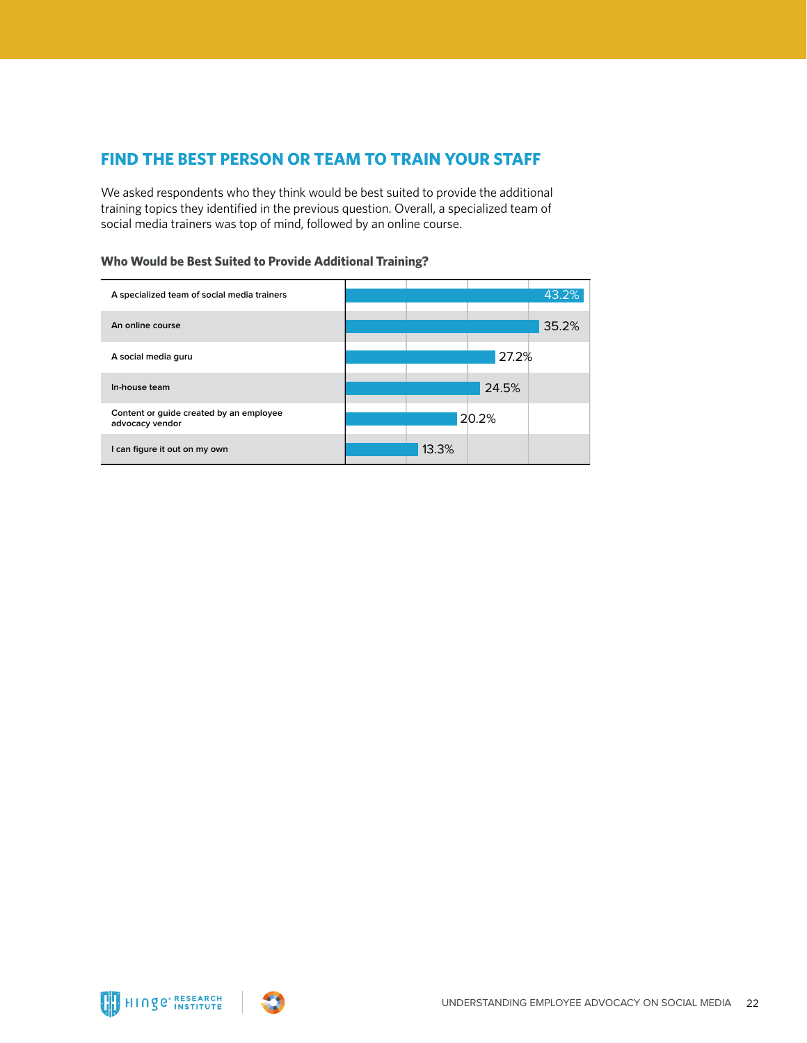## FIND THE BEST PERSON OR TEAM TO TRAIN YOUR STAFF

We asked respondents who they think would be best suited to provide the additional training topics they identified in the previous question. Overall, a specialized team of social media trainers was top of mind, followed by an online course.

**Who Would be Best Suited to Provide Additional Training?**

| Option | Percentage |
| --- | --- |
| A specialized team of social media trainers | 43.2% |
| An online course | 35.2% |
| A social media guru | 27.2% |
| In-house team | 24.5% |
| Content or guide created by an employee advocacy vendor | 20.2% |
| I can figure it out on my own | 13.3% |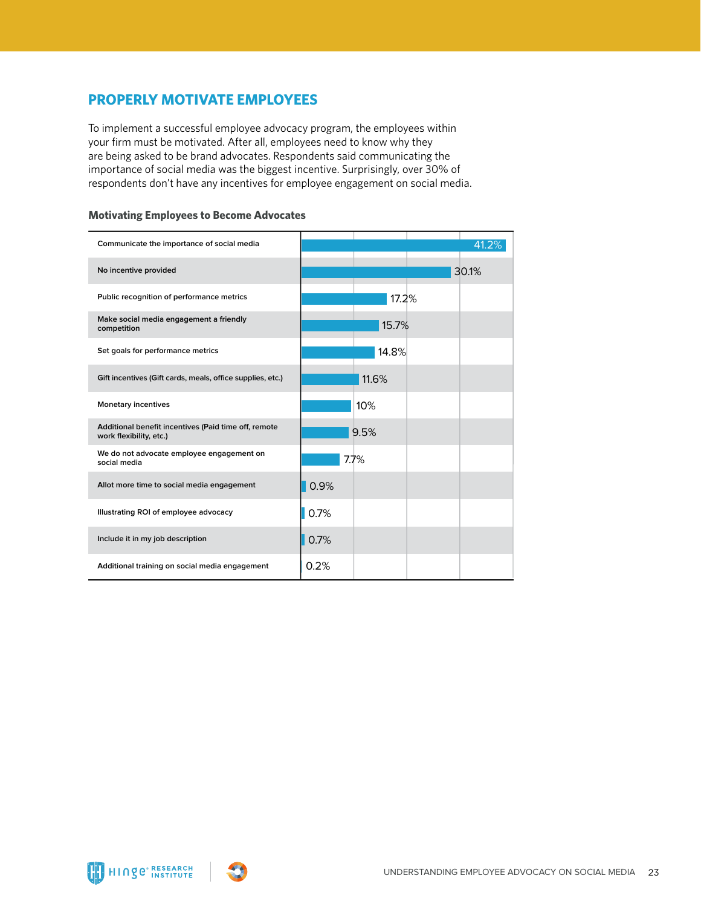## PROPERLY MOTIVATE EMPLOYEES

To implement a successful employee advocacy program, the employees within your firm must be motivated. After all, employees need to know why they are being asked to be brand advocates. Respondents said communicating the importance of social media was the biggest incentive. Surprisingly, over 30% of respondents don't have any incentives for employee engagement on social media.

### Motivating Employees to Become Advocates

| Incentive | Percentage |
|---|---|
| Communicate the importance of social media | 41.2% |
| No incentive provided | 30.1% |
| Public recognition of performance metrics | 17.2% |
| Make social media engagement a friendly competition | 15.7% |
| Set goals for performance metrics | 14.8% |
| Gift incentives (Gift cards, meals, office supplies, etc.) | 11.6% |
| Monetary incentives | 10% |
| Additional benefit incentives (Paid time off, remote work flexibility, etc.) | 9.5% |
| We do not advocate employee engagement on social media | 7.7% |
| Allot more time to social media engagement | 0.9% |
| Illustrating ROI of employee advocacy | 0.7% |
| Include it in my job description | 0.7% |
| Additional training on social media engagement | 0.2% |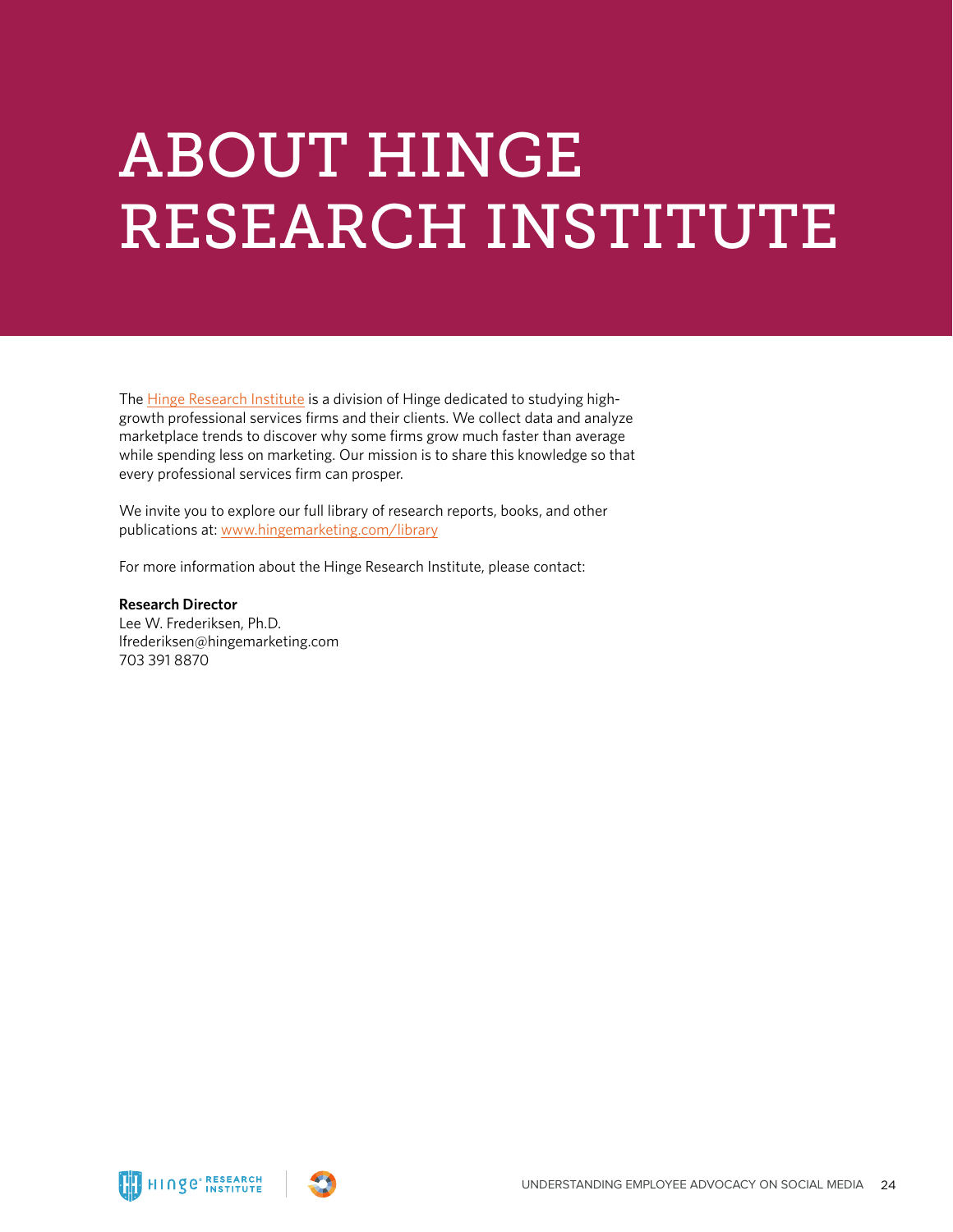# ABOUT HINGE RESEARCH INSTITUTE

The Hinge Research Institute is a division of Hinge dedicated to studying high-growth professional services firms and their clients. We collect data and analyze marketplace trends to discover why some firms grow much faster than average while spending less on marketing. Our mission is to share this knowledge so that every professional services firm can prosper.

We invite you to explore our full library of research reports, books, and other publications at: www.hingemarketing.com/library

For more information about the Hinge Research Institute, please contact:

**Research Director**
Lee W. Frederiksen, Ph.D.
lfrederiksen@hingemarketing.com
703 391 8870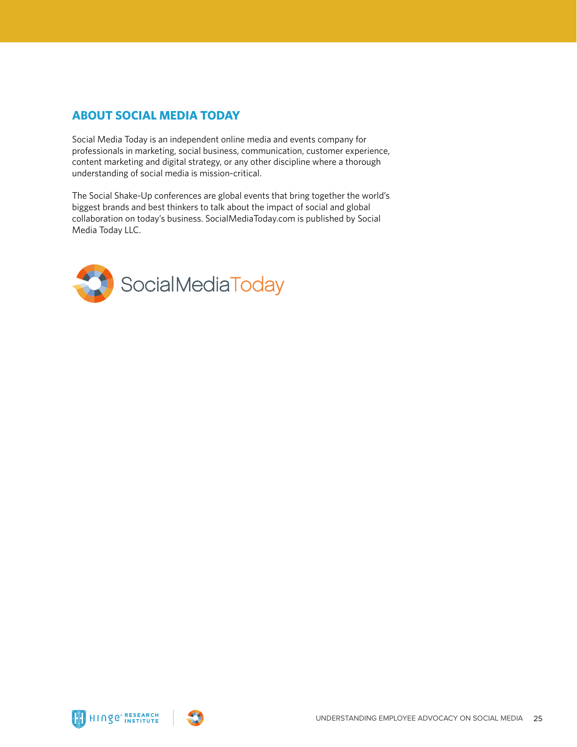## ABOUT SOCIAL MEDIA TODAY

Social Media Today is an independent online media and events company for professionals in marketing, social business, communication, customer experience, content marketing and digital strategy, or any other discipline where a thorough understanding of social media is mission-critical.

The Social Shake-Up conferences are global events that bring together the world's biggest brands and best thinkers to talk about the impact of social and global collaboration on today's business. SocialMediaToday.com is published by Social Media Today LLC.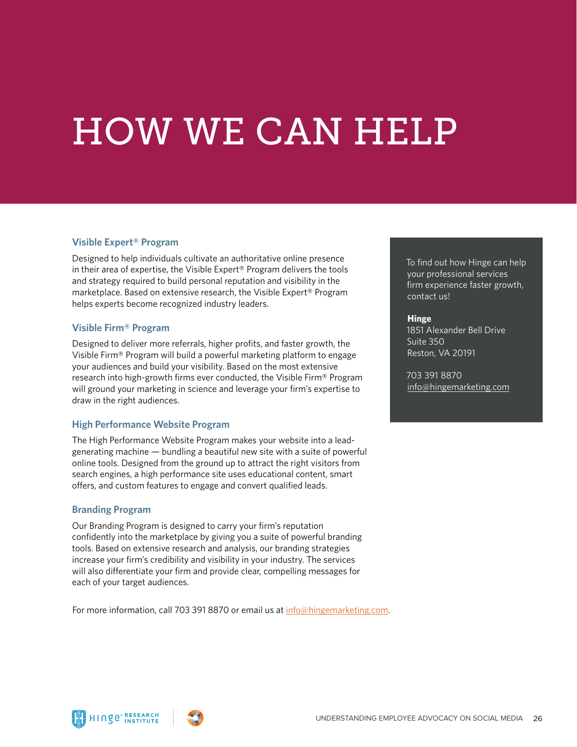# HOW WE CAN HELP

### Visible Expert® Program

Designed to help individuals cultivate an authoritative online presence in their area of expertise, the Visible Expert® Program delivers the tools and strategy required to build personal reputation and visibility in the marketplace. Based on extensive research, the Visible Expert® Program helps experts become recognized industry leaders.

### Visible Firm® Program

Designed to deliver more referrals, higher profits, and faster growth, the Visible Firm® Program will build a powerful marketing platform to engage your audiences and build your visibility. Based on the most extensive research into high-growth firms ever conducted, the Visible Firm® Program will ground your marketing in science and leverage your firm's expertise to draw in the right audiences.

### High Performance Website Program

The High Performance Website Program makes your website into a lead-generating machine — bundling a beautiful new site with a suite of powerful online tools. Designed from the ground up to attract the right visitors from search engines, a high performance site uses educational content, smart offers, and custom features to engage and convert qualified leads.

### Branding Program

Our Branding Program is designed to carry your firm's reputation confidently into the marketplace by giving you a suite of powerful branding tools. Based on extensive research and analysis, our branding strategies increase your firm's credibility and visibility in your industry. The services will also differentiate your firm and provide clear, compelling messages for each of your target audiences.

For more information, call 703 391 8870 or email us at info@hingemarketing.com.

To find out how Hinge can help your professional services firm experience faster growth, contact us!

**Hinge**
1851 Alexander Bell Drive
Suite 350
Reston, VA 20191

703 391 8870
info@hingemarketing.com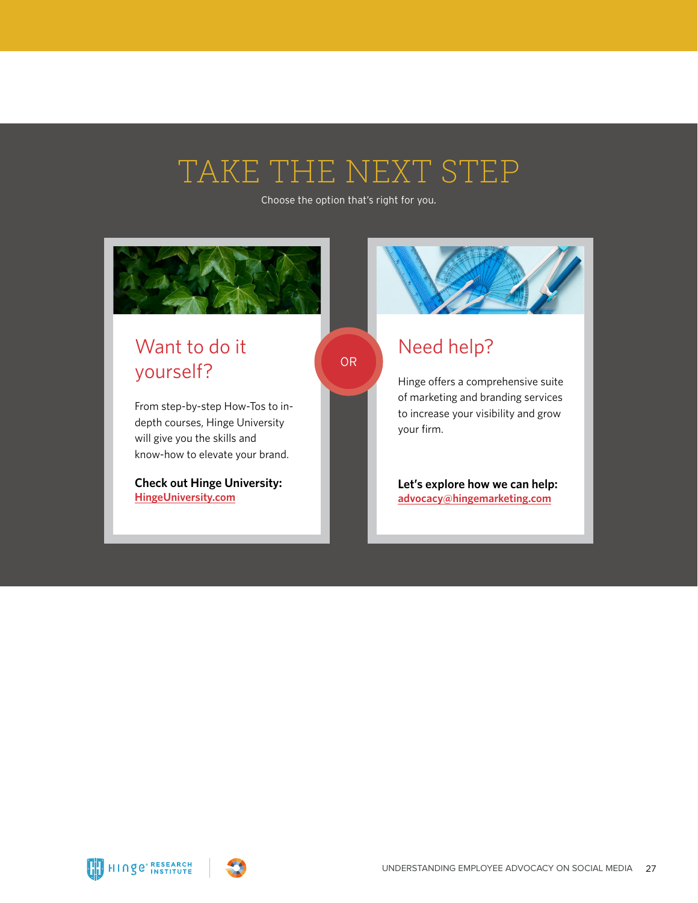# TAKE THE NEXT STEP

Choose the option that's right for you.

## Want to do it yourself?

From step-by-step How-Tos to in-depth courses, Hinge University will give you the skills and know-how to elevate your brand.

**Check out Hinge University:**
HingeUniversity.com

OR

## Need help?

Hinge offers a comprehensive suite of marketing and branding services to increase your visibility and grow your firm.

**Let's explore how we can help:**
advocacy@hingemarketing.com